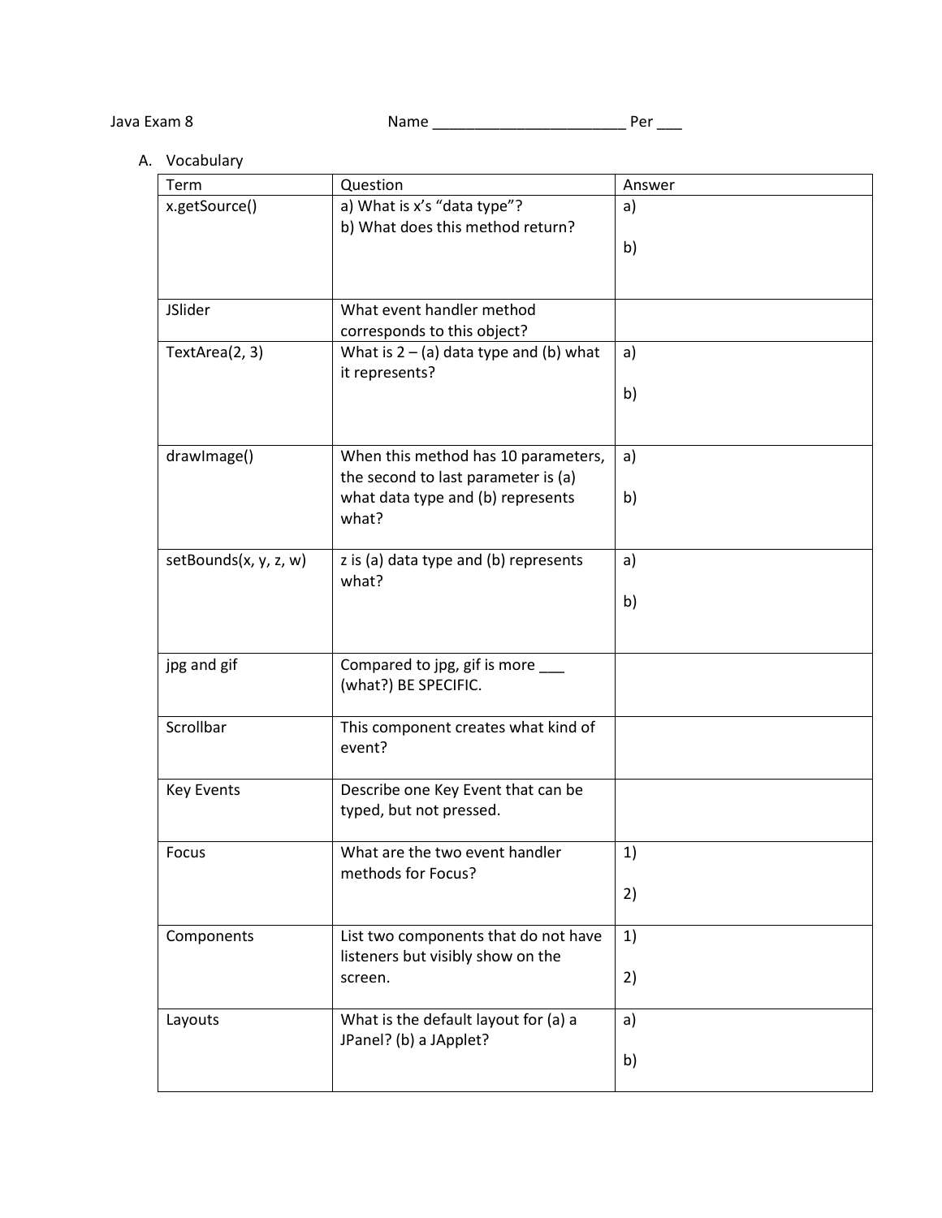Java Exam 8 Name _______________________ Per ___

A. Vocabulary

| Term | Question | Answer |
|---|---|---|
| x.getSource() | a) What is x's "data type"?<br>b) What does this method return? | a)<br><br>b) |
| JSlider | What event handler method corresponds to this object? | |
| TextArea(2, 3) | What is 2 – (a) data type and (b) what it represents? | a)<br><br>b) |
| drawImage() | When this method has 10 parameters, the second to last parameter is (a) what data type and (b) represents what? | a)<br><br>b) |
| setBounds(x, y, z, w) | z is (a) data type and (b) represents what? | a)<br><br>b) |
| jpg and gif | Compared to jpg, gif is more ___ (what?) BE SPECIFIC. | |
| Scrollbar | This component creates what kind of event? | |
| Key Events | Describe one Key Event that can be typed, but not pressed. | |
| Focus | What are the two event handler methods for Focus? | 1)<br><br>2) |
| Components | List two components that do not have listeners but visibly show on the screen. | 1)<br><br>2) |
| Layouts | What is the default layout for (a) a JPanel? (b) a JApplet? | a)<br><br>b) |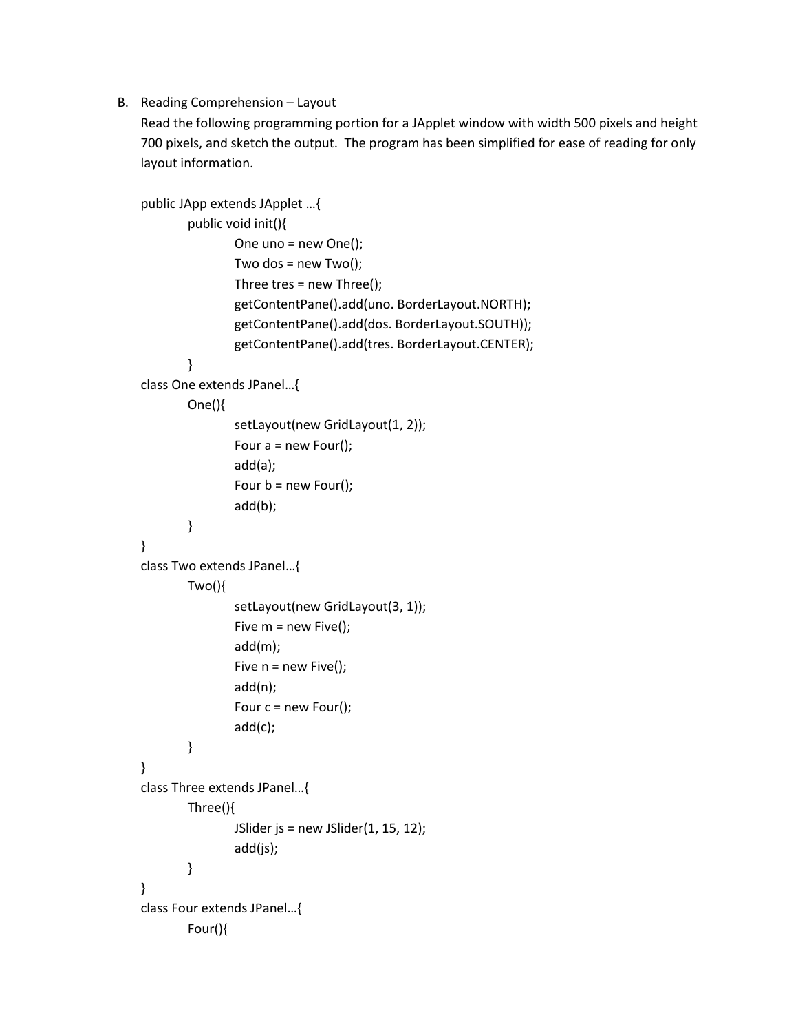B. Reading Comprehension – Layout

Read the following programming portion for a JApplet window with width 500 pixels and height 700 pixels, and sketch the output. The program has been simplified for ease of reading for only layout information.

```
public JApp extends JApplet …{
        public void init(){
                One uno = new One();
                Two dos = new Two();
                Three tres = new Three();
                getContentPane().add(uno. BorderLayout.NORTH);
                getContentPane().add(dos. BorderLayout.SOUTH));
                getContentPane().add(tres. BorderLayout.CENTER);
        }
class One extends JPanel…{
        One(){
                setLayout(new GridLayout(1, 2));
                Four a = new Four();
                add(a);
                Four b = new Four();
                add(b);
        }
}
class Two extends JPanel…{
        Two(){
                setLayout(new GridLayout(3, 1));
                Five m = new Five();
                add(m);
                Five n = new Five();
                add(n);
                Four c = new Four();
                add(c);
        }
}
class Three extends JPanel…{
        Three(){
                JSlider js = new JSlider(1, 15, 12);
                add(js);
        }
}
class Four extends JPanel…{
        Four(){
```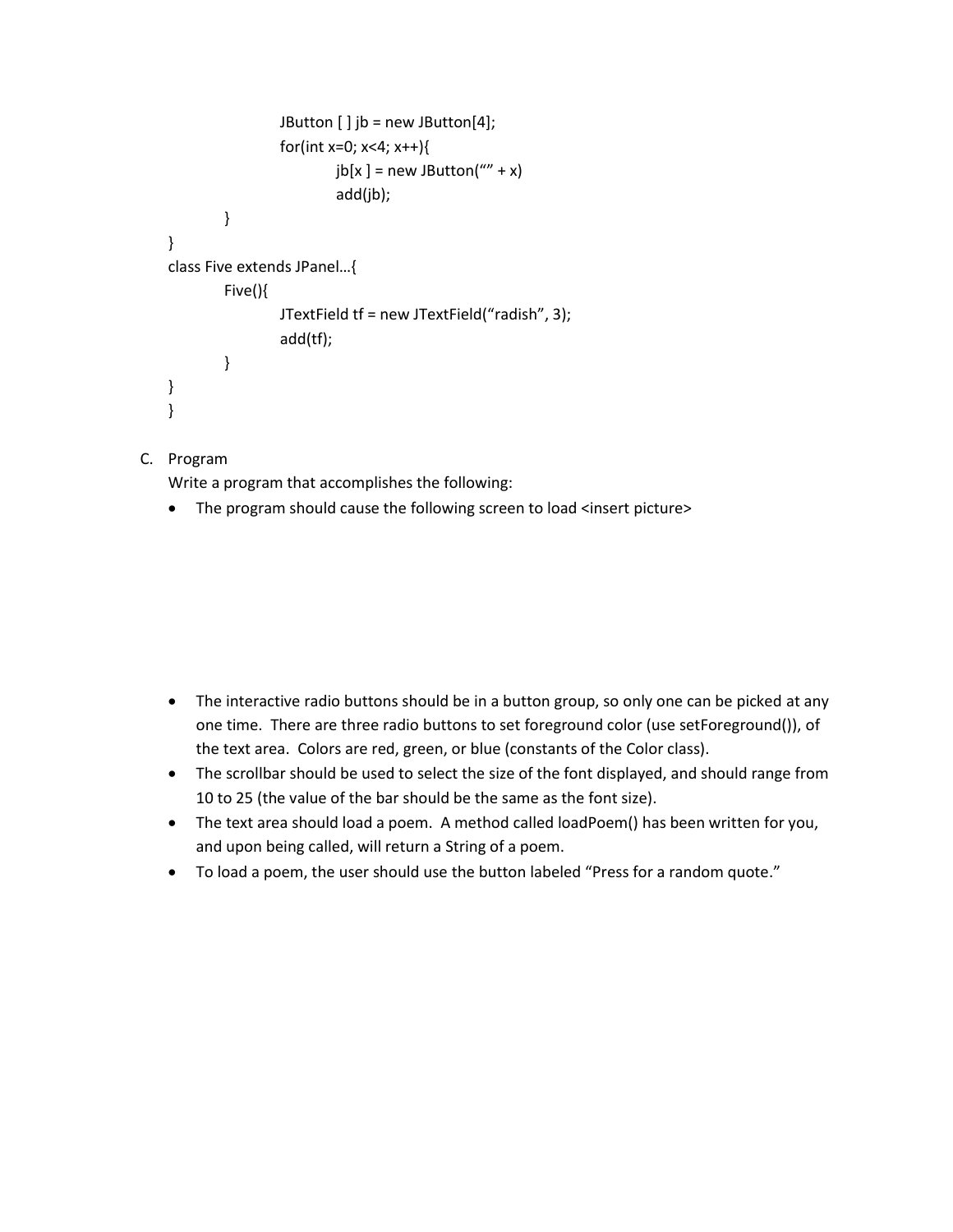```
            JButton [ ] jb = new JButton[4];
            for(int x=0; x<4; x++){
                    jb[x ] = new JButton("" + x)
                    add(jb);
        }
}
class Five extends JPanel…{
        Five(){
                JTextField tf = new JTextField("radish", 3);
                add(tf);
        }
}
}
```

C. Program

Write a program that accomplishes the following:

- The program should cause the following screen to load <insert picture>

- The interactive radio buttons should be in a button group, so only one can be picked at any one time. There are three radio buttons to set foreground color (use setForeground()), of the text area. Colors are red, green, or blue (constants of the Color class).
- The scrollbar should be used to select the size of the font displayed, and should range from 10 to 25 (the value of the bar should be the same as the font size).
- The text area should load a poem. A method called loadPoem() has been written for you, and upon being called, will return a String of a poem.
- To load a poem, the user should use the button labeled "Press for a random quote."